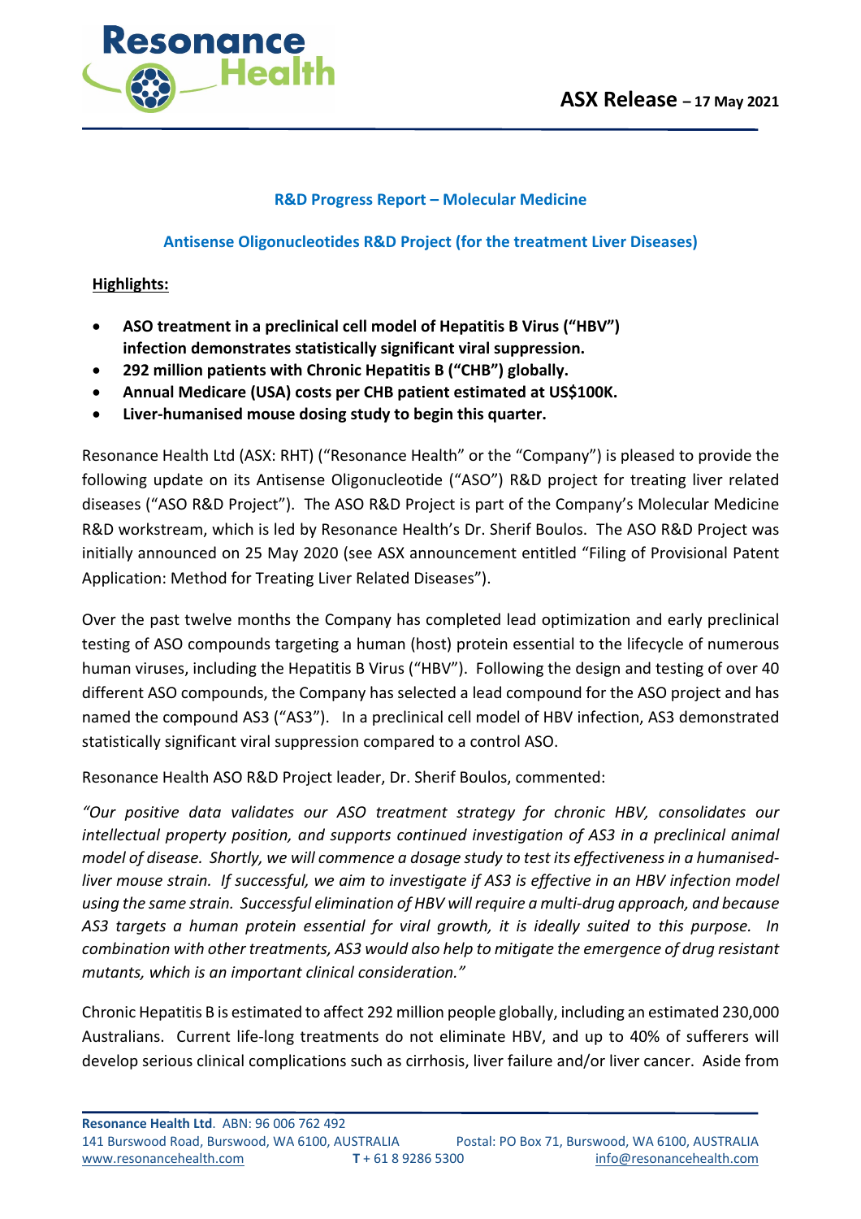**ASX Release** – 17 May 2021

## R&D Progress Report – Molecular Medicine

## Antisense Oligonucleotides R&D Project (for the treatment Liver Diseases)

**Highlights:**

- **ASO treatment in a preclinical cell model of Hepatitis B Virus ("HBV") infection demonstrates statistically significant viral suppression.**
- **292 million patients with Chronic Hepatitis B ("CHB") globally.**
- **Annual Medicare (USA) costs per CHB patient estimated at US$100K.**
- **Liver-humanised mouse dosing study to begin this quarter.**

Resonance Health Ltd (ASX: RHT) ("Resonance Health" or the "Company") is pleased to provide the following update on its Antisense Oligonucleotide ("ASO") R&D project for treating liver related diseases ("ASO R&D Project"). The ASO R&D Project is part of the Company's Molecular Medicine R&D workstream, which is led by Resonance Health's Dr. Sherif Boulos. The ASO R&D Project was initially announced on 25 May 2020 (see ASX announcement entitled "Filing of Provisional Patent Application: Method for Treating Liver Related Diseases").

Over the past twelve months the Company has completed lead optimization and early preclinical testing of ASO compounds targeting a human (host) protein essential to the lifecycle of numerous human viruses, including the Hepatitis B Virus ("HBV"). Following the design and testing of over 40 different ASO compounds, the Company has selected a lead compound for the ASO project and has named the compound AS3 ("AS3"). In a preclinical cell model of HBV infection, AS3 demonstrated statistically significant viral suppression compared to a control ASO.

Resonance Health ASO R&D Project leader, Dr. Sherif Boulos, commented:

*"Our positive data validates our ASO treatment strategy for chronic HBV, consolidates our intellectual property position, and supports continued investigation of AS3 in a preclinical animal model of disease. Shortly, we will commence a dosage study to test its effectiveness in a humanised-liver mouse strain. If successful, we aim to investigate if AS3 is effective in an HBV infection model using the same strain. Successful elimination of HBV will require a multi-drug approach, and because AS3 targets a human protein essential for viral growth, it is ideally suited to this purpose. In combination with other treatments, AS3 would also help to mitigate the emergence of drug resistant mutants, which is an important clinical consideration."*

Chronic Hepatitis B is estimated to affect 292 million people globally, including an estimated 230,000 Australians. Current life-long treatments do not eliminate HBV, and up to 40% of sufferers will develop serious clinical complications such as cirrhosis, liver failure and/or liver cancer. Aside from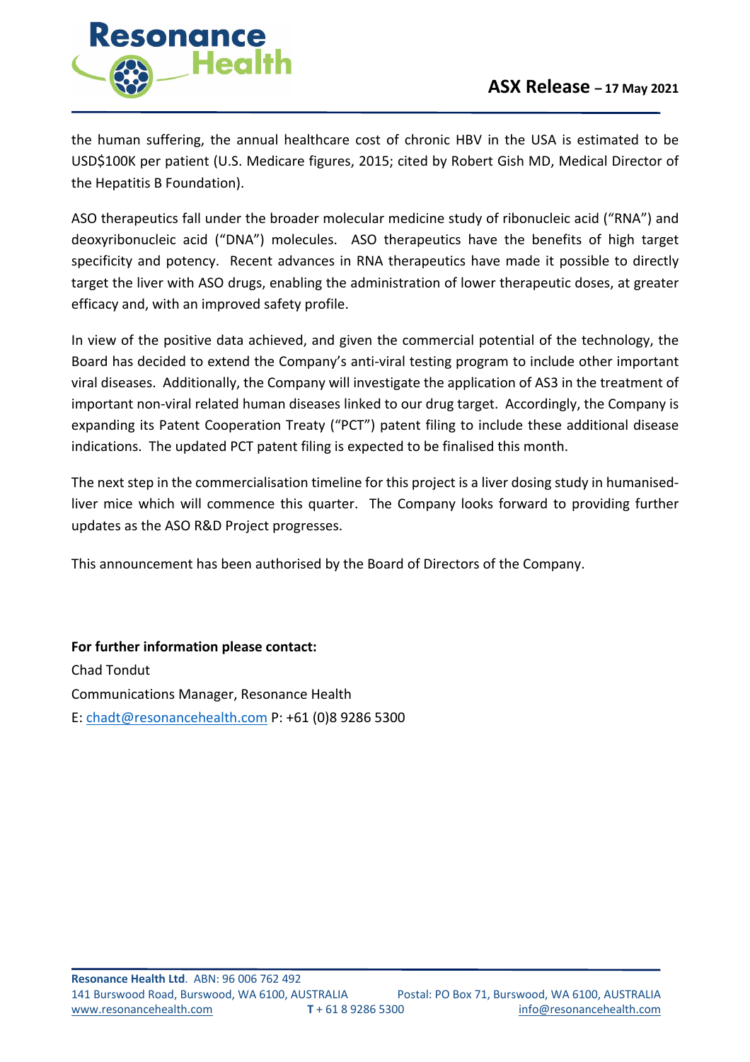the human suffering, the annual healthcare cost of chronic HBV in the USA is estimated to be USD$100K per patient (U.S. Medicare figures, 2015; cited by Robert Gish MD, Medical Director of the Hepatitis B Foundation).

ASO therapeutics fall under the broader molecular medicine study of ribonucleic acid ("RNA") and deoxyribonucleic acid ("DNA") molecules. ASO therapeutics have the benefits of high target specificity and potency. Recent advances in RNA therapeutics have made it possible to directly target the liver with ASO drugs, enabling the administration of lower therapeutic doses, at greater efficacy and, with an improved safety profile.

In view of the positive data achieved, and given the commercial potential of the technology, the Board has decided to extend the Company's anti-viral testing program to include other important viral diseases. Additionally, the Company will investigate the application of AS3 in the treatment of important non-viral related human diseases linked to our drug target. Accordingly, the Company is expanding its Patent Cooperation Treaty ("PCT") patent filing to include these additional disease indications. The updated PCT patent filing is expected to be finalised this month.

The next step in the commercialisation timeline for this project is a liver dosing study in humanised-liver mice which will commence this quarter. The Company looks forward to providing further updates as the ASO R&D Project progresses.

This announcement has been authorised by the Board of Directors of the Company.

**For further information please contact:**

Chad Tondut

Communications Manager, Resonance Health

E: chadt@resonancehealth.com P: +61 (0)8 9286 5300